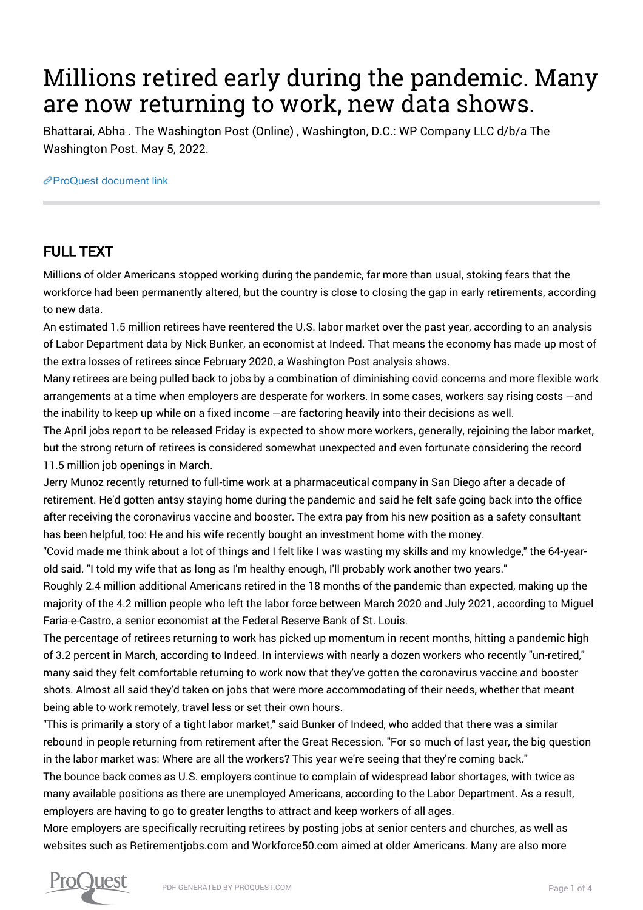# Millions retired early during the pandemic. Many are now returning to work, new data shows.

Bhattarai, Abha . The Washington Post (Online) , Washington, D.C.: WP Company LLC d/b/a The Washington Post. May 5, 2022.

ProQuest document link

## FULL TEXT

Millions of older Americans stopped working during the pandemic, far more than usual, stoking fears that the workforce had been permanently altered, but the country is close to closing the gap in early retirements, according to new data.

An estimated 1.5 million retirees have reentered the U.S. labor market over the past year, according to an analysis of Labor Department data by Nick Bunker, an economist at Indeed. That means the economy has made up most of the extra losses of retirees since February 2020, a Washington Post analysis shows.

Many retirees are being pulled back to jobs by a combination of diminishing covid concerns and more flexible work arrangements at a time when employers are desperate for workers. In some cases, workers say rising costs —and the inability to keep up while on a fixed income —are factoring heavily into their decisions as well.

The April jobs report to be released Friday is expected to show more workers, generally, rejoining the labor market, but the strong return of retirees is considered somewhat unexpected and even fortunate considering the record 11.5 million job openings in March.

Jerry Munoz recently returned to full-time work at a pharmaceutical company in San Diego after a decade of retirement. He'd gotten antsy staying home during the pandemic and said he felt safe going back into the office after receiving the coronavirus vaccine and booster. The extra pay from his new position as a safety consultant has been helpful, too: He and his wife recently bought an investment home with the money.

"Covid made me think about a lot of things and I felt like I was wasting my skills and my knowledge," the 64-year-old said. "I told my wife that as long as I'm healthy enough, I'll probably work another two years."

Roughly 2.4 million additional Americans retired in the 18 months of the pandemic than expected, making up the majority of the 4.2 million people who left the labor force between March 2020 and July 2021, according to Miguel Faria-e-Castro, a senior economist at the Federal Reserve Bank of St. Louis.

The percentage of retirees returning to work has picked up momentum in recent months, hitting a pandemic high of 3.2 percent in March, according to Indeed. In interviews with nearly a dozen workers who recently "un-retired," many said they felt comfortable returning to work now that they've gotten the coronavirus vaccine and booster shots. Almost all said they'd taken on jobs that were more accommodating of their needs, whether that meant being able to work remotely, travel less or set their own hours.

"This is primarily a story of a tight labor market," said Bunker of Indeed, who added that there was a similar rebound in people returning from retirement after the Great Recession. "For so much of last year, the big question in the labor market was: Where are all the workers? This year we're seeing that they're coming back."

The bounce back comes as U.S. employers continue to complain of widespread labor shortages, with twice as many available positions as there are unemployed Americans, according to the Labor Department. As a result, employers are having to go to greater lengths to attract and keep workers of all ages.

More employers are specifically recruiting retirees by posting jobs at senior centers and churches, as well as websites such as Retirementjobs.com and Workforce50.com aimed at older Americans. Many are also more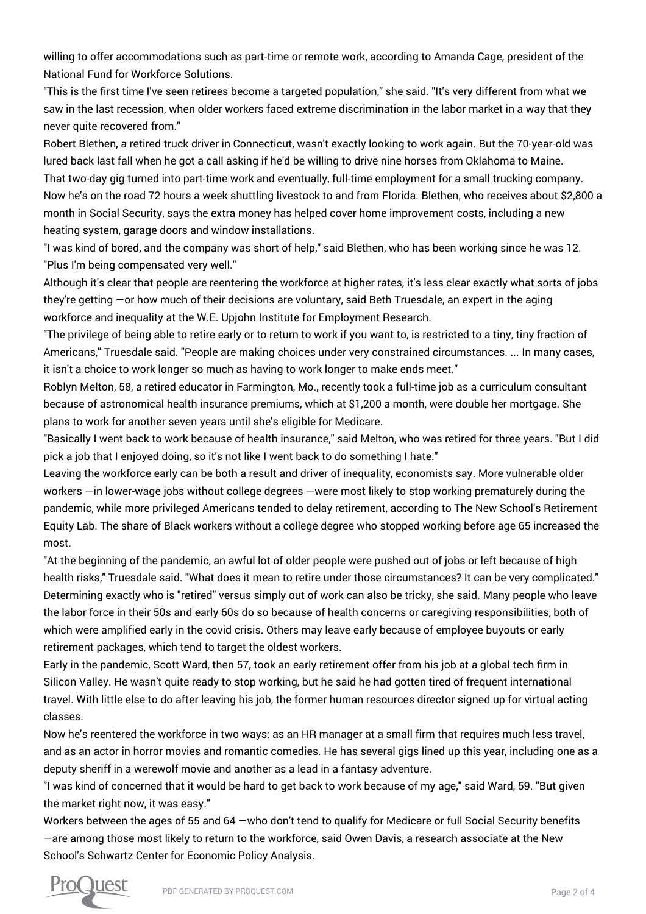willing to offer accommodations such as part-time or remote work, according to Amanda Cage, president of the National Fund for Workforce Solutions.

"This is the first time I've seen retirees become a targeted population," she said. "It's very different from what we saw in the last recession, when older workers faced extreme discrimination in the labor market in a way that they never quite recovered from."

Robert Blethen, a retired truck driver in Connecticut, wasn't exactly looking to work again. But the 70-year-old was lured back last fall when he got a call asking if he'd be willing to drive nine horses from Oklahoma to Maine.

That two-day gig turned into part-time work and eventually, full-time employment for a small trucking company. Now he's on the road 72 hours a week shuttling livestock to and from Florida. Blethen, who receives about $2,800 a month in Social Security, says the extra money has helped cover home improvement costs, including a new heating system, garage doors and window installations.

"I was kind of bored, and the company was short of help," said Blethen, who has been working since he was 12. "Plus I'm being compensated very well."

Although it's clear that people are reentering the workforce at higher rates, it's less clear exactly what sorts of jobs they're getting —or how much of their decisions are voluntary, said Beth Truesdale, an expert in the aging workforce and inequality at the W.E. Upjohn Institute for Employment Research.

"The privilege of being able to retire early or to return to work if you want to, is restricted to a tiny, tiny fraction of Americans," Truesdale said. "People are making choices under very constrained circumstances. ... In many cases, it isn't a choice to work longer so much as having to work longer to make ends meet."

Roblyn Melton, 58, a retired educator in Farmington, Mo., recently took a full-time job as a curriculum consultant because of astronomical health insurance premiums, which at $1,200 a month, were double her mortgage. She plans to work for another seven years until she's eligible for Medicare.

"Basically I went back to work because of health insurance," said Melton, who was retired for three years. "But I did pick a job that I enjoyed doing, so it's not like I went back to do something I hate."

Leaving the workforce early can be both a result and driver of inequality, economists say. More vulnerable older workers —in lower-wage jobs without college degrees —were most likely to stop working prematurely during the pandemic, while more privileged Americans tended to delay retirement, according to The New School's Retirement Equity Lab. The share of Black workers without a college degree who stopped working before age 65 increased the most.

"At the beginning of the pandemic, an awful lot of older people were pushed out of jobs or left because of high health risks," Truesdale said. "What does it mean to retire under those circumstances? It can be very complicated."

Determining exactly who is "retired" versus simply out of work can also be tricky, she said. Many people who leave the labor force in their 50s and early 60s do so because of health concerns or caregiving responsibilities, both of which were amplified early in the covid crisis. Others may leave early because of employee buyouts or early retirement packages, which tend to target the oldest workers.

Early in the pandemic, Scott Ward, then 57, took an early retirement offer from his job at a global tech firm in Silicon Valley. He wasn't quite ready to stop working, but he said he had gotten tired of frequent international travel. With little else to do after leaving his job, the former human resources director signed up for virtual acting classes.

Now he's reentered the workforce in two ways: as an HR manager at a small firm that requires much less travel, and as an actor in horror movies and romantic comedies. He has several gigs lined up this year, including one as a deputy sheriff in a werewolf movie and another as a lead in a fantasy adventure.

"I was kind of concerned that it would be hard to get back to work because of my age," said Ward, 59. "But given the market right now, it was easy."

Workers between the ages of 55 and 64 —who don't tend to qualify for Medicare or full Social Security benefits —are among those most likely to return to the workforce, said Owen Davis, a research associate at the New School's Schwartz Center for Economic Policy Analysis.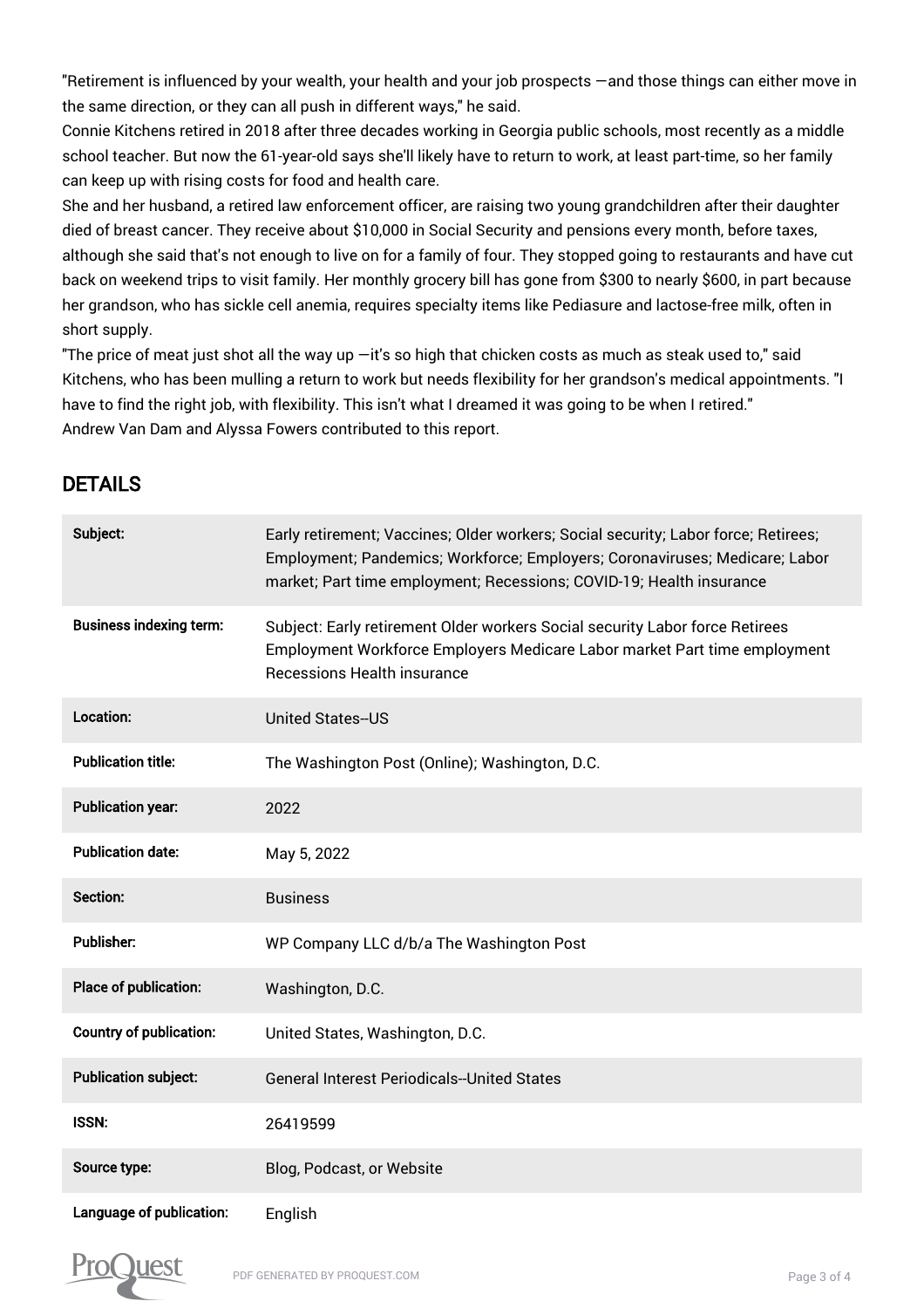"Retirement is influenced by your wealth, your health and your job prospects —and those things can either move in the same direction, or they can all push in different ways," he said.

Connie Kitchens retired in 2018 after three decades working in Georgia public schools, most recently as a middle school teacher. But now the 61-year-old says she'll likely have to return to work, at least part-time, so her family can keep up with rising costs for food and health care.

She and her husband, a retired law enforcement officer, are raising two young grandchildren after their daughter died of breast cancer. They receive about $10,000 in Social Security and pensions every month, before taxes, although she said that's not enough to live on for a family of four. They stopped going to restaurants and have cut back on weekend trips to visit family. Her monthly grocery bill has gone from $300 to nearly $600, in part because her grandson, who has sickle cell anemia, requires specialty items like Pediasure and lactose-free milk, often in short supply.

"The price of meat just shot all the way up —it's so high that chicken costs as much as steak used to," said Kitchens, who has been mulling a return to work but needs flexibility for her grandson's medical appointments. "I have to find the right job, with flexibility. This isn't what I dreamed it was going to be when I retired."

Andrew Van Dam and Alyssa Fowers contributed to this report.

## DETAILS

| | |
|---|---|
| **Subject:** | Early retirement; Vaccines; Older workers; Social security; Labor force; Retirees; Employment; Pandemics; Workforce; Employers; Coronaviruses; Medicare; Labor market; Part time employment; Recessions; COVID-19; Health insurance |
| **Business indexing term:** | Subject: Early retirement Older workers Social security Labor force Retirees Employment Workforce Employers Medicare Labor market Part time employment Recessions Health insurance |
| **Location:** | United States--US |
| **Publication title:** | The Washington Post (Online); Washington, D.C. |
| **Publication year:** | 2022 |
| **Publication date:** | May 5, 2022 |
| **Section:** | Business |
| **Publisher:** | WP Company LLC d/b/a The Washington Post |
| **Place of publication:** | Washington, D.C. |
| **Country of publication:** | United States, Washington, D.C. |
| **Publication subject:** | General Interest Periodicals--United States |
| **ISSN:** | 26419599 |
| **Source type:** | Blog, Podcast, or Website |
| **Language of publication:** | English |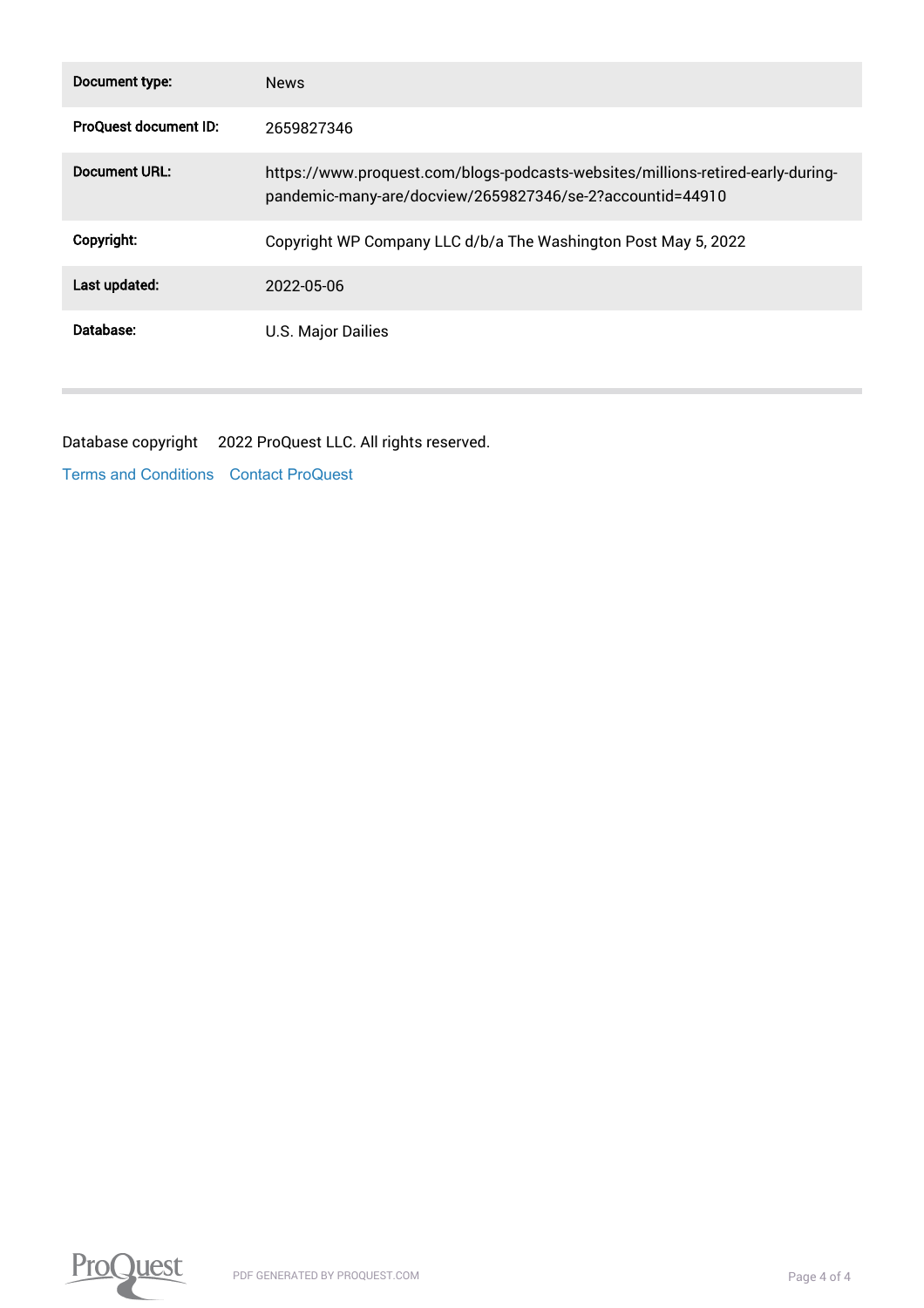| | |
|---|---|
| **Document type:** | News |
| **ProQuest document ID:** | 2659827346 |
| **Document URL:** | https://www.proquest.com/blogs-podcasts-websites/millions-retired-early-during-pandemic-many-are/docview/2659827346/se-2?accountid=44910 |
| **Copyright:** | Copyright WP Company LLC d/b/a The Washington Post May 5, 2022 |
| **Last updated:** | 2022-05-06 |
| **Database:** | U.S. Major Dailies |

Database copyright 2022 ProQuest LLC. All rights reserved.

Terms and Conditions Contact ProQuest